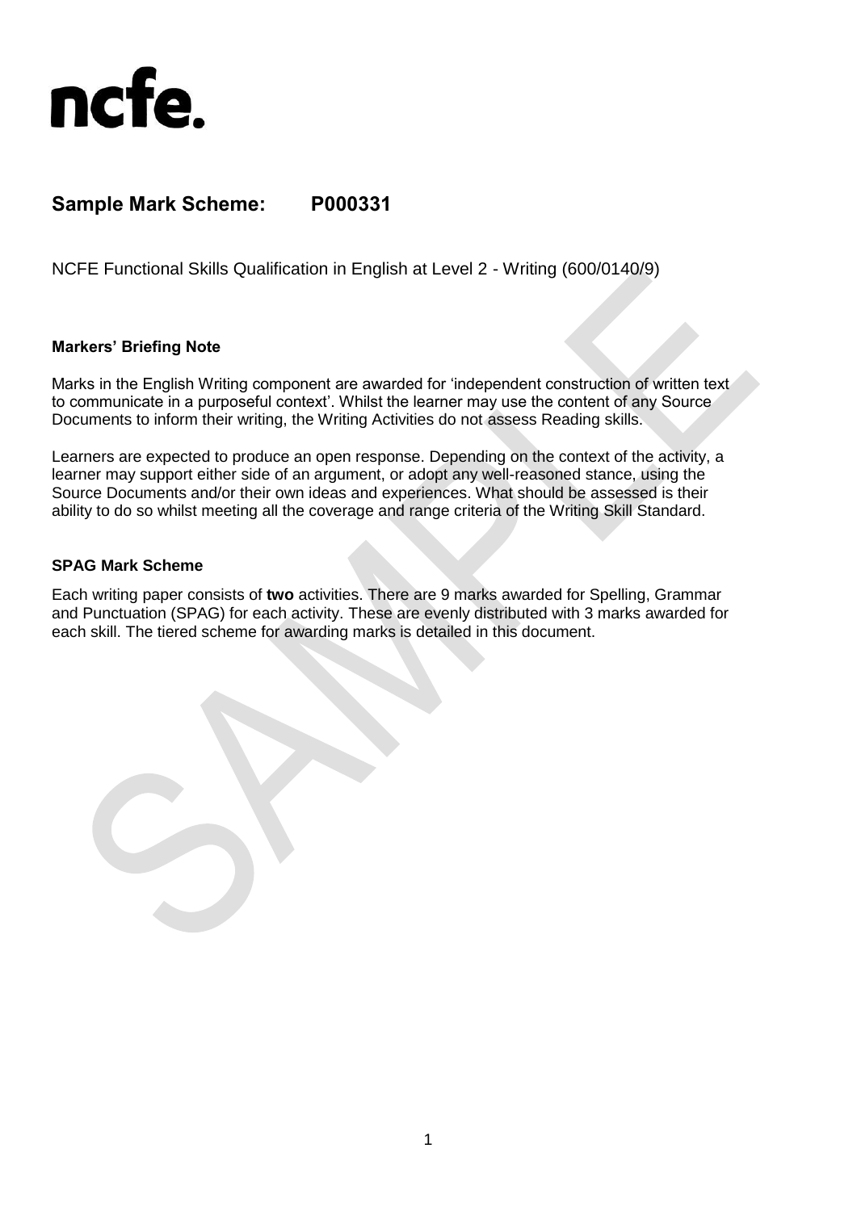ncfe.

## Sample Mark Scheme: P000331

NCFE Functional Skills Qualification in English at Level 2 - Writing (600/0140/9)

### Markers' Briefing Note

Marks in the English Writing component are awarded for 'independent construction of written text to communicate in a purposeful context'. Whilst the learner may use the content of any Source Documents to inform their writing, the Writing Activities do not assess Reading skills.

Learners are expected to produce an open response. Depending on the context of the activity, a learner may support either side of an argument, or adopt any well-reasoned stance, using the Source Documents and/or their own ideas and experiences. What should be assessed is their ability to do so whilst meeting all the coverage and range criteria of the Writing Skill Standard.

### SPAG Mark Scheme

Each writing paper consists of **two** activities. There are 9 marks awarded for Spelling, Grammar and Punctuation (SPAG) for each activity. These are evenly distributed with 3 marks awarded for each skill. The tiered scheme for awarding marks is detailed in this document.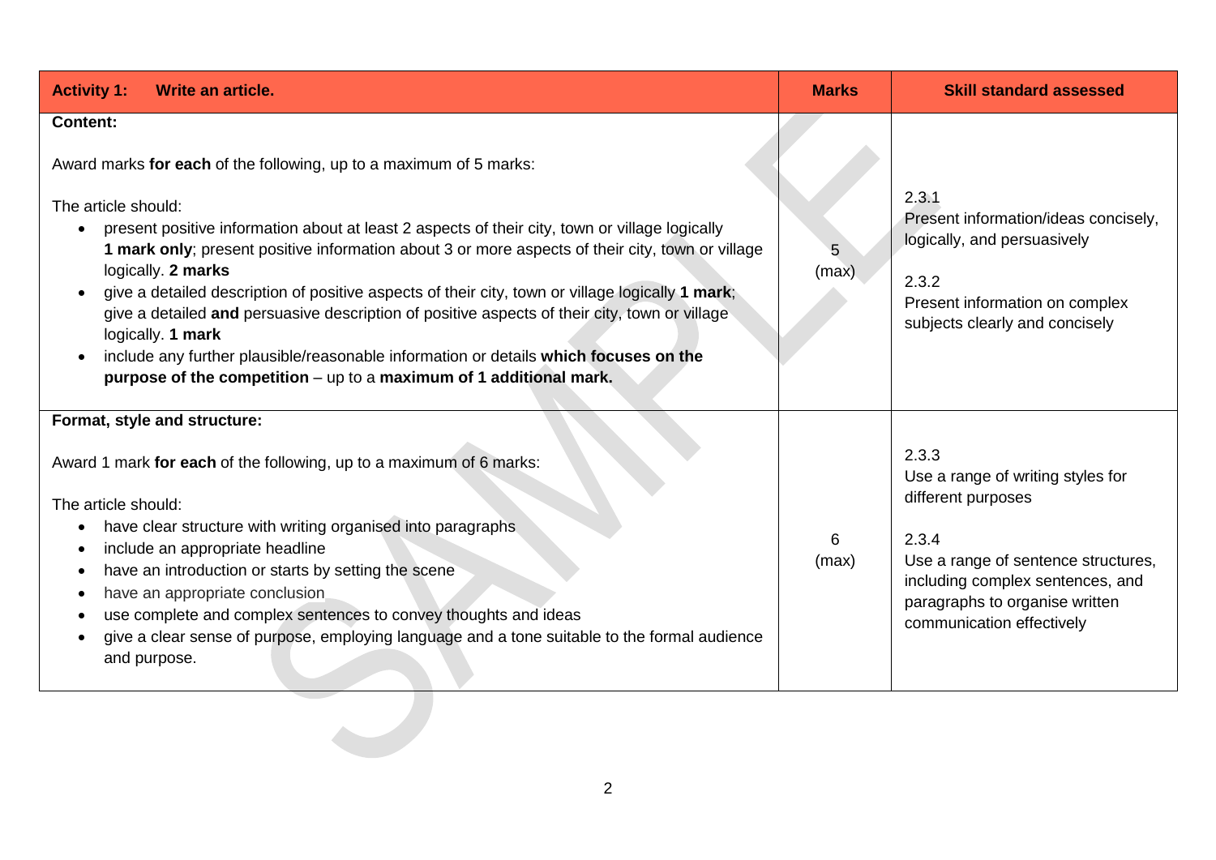| **Activity 1: Write an article.** | **Marks** | **Skill standard assessed** |
|---|---|---|
| **Content:**<br><br>Award marks **for each** of the following, up to a maximum of 5 marks:<br><br>The article should:<br>• present positive information about at least 2 aspects of their city, town or village logically **1 mark only**; present positive information about 3 or more aspects of their city, town or village logically. **2 marks**<br>• give a detailed description of positive aspects of their city, town or village logically **1 mark**; give a detailed **and** persuasive description of positive aspects of their city, town or village logically. **1 mark**<br>• include any further plausible/reasonable information or details **which focuses on the purpose of the competition** – up to a **maximum of 1 additional mark.** | 5 (max) | 2.3.1<br>Present information/ideas concisely, logically, and persuasively<br><br>2.3.2<br>Present information on complex subjects clearly and concisely |
| **Format, style and structure:**<br><br>Award 1 mark **for each** of the following, up to a maximum of 6 marks:<br><br>The article should:<br>• have clear structure with writing organised into paragraphs<br>• include an appropriate headline<br>• have an introduction or starts by setting the scene<br>• have an appropriate conclusion<br>• use complete and complex sentences to convey thoughts and ideas<br>• give a clear sense of purpose, employing language and a tone suitable to the formal audience and purpose. | 6 (max) | 2.3.3<br>Use a range of writing styles for different purposes<br><br>2.3.4<br>Use a range of sentence structures, including complex sentences, and paragraphs to organise written communication effectively |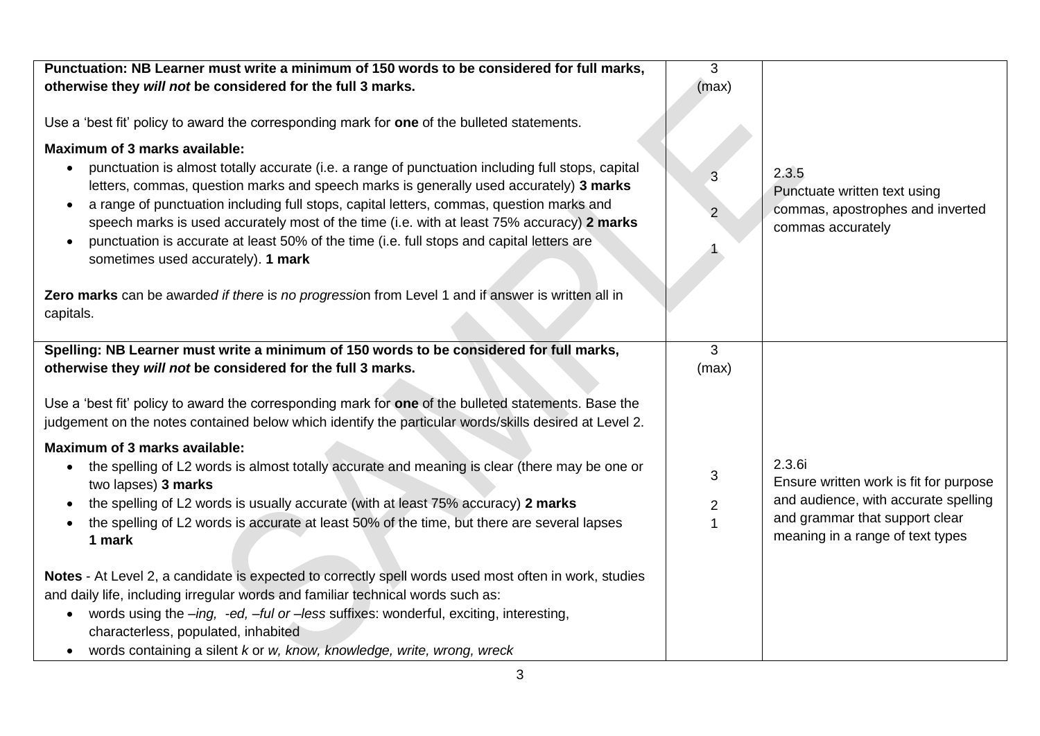| | | |
|---|---|---|
| **Punctuation: NB Learner must write a minimum of 150 words to be considered for full marks, otherwise they *will not* be considered for the full 3 marks.**<br><br>Use a 'best fit' policy to award the corresponding mark for **one** of the bulleted statements.<br><br>**Maximum of 3 marks available:**<br>• punctuation is almost totally accurate (i.e. a range of punctuation including full stops, capital letters, commas, question marks and speech marks is generally used accurately) **3 marks**<br>• a range of punctuation including full stops, capital letters, commas, question marks and speech marks is used accurately most of the time (i.e. with at least 75% accuracy) **2 marks**<br>• punctuation is accurate at least 50% of the time (i.e. full stops and capital letters are sometimes used accurately). **1 mark**<br><br>**Zero marks** can be award*ed if there* i*s no progressi*on from Level 1 and if answer is written all in capitals. | 3 (max)<br><br><br><br><br>3<br><br>2<br><br>1 | 2.3.5<br>Punctuate written text using commas, apostrophes and inverted commas accurately |
| **Spelling: NB Learner must write a minimum of 150 words to be considered for full marks, otherwise they *will not* be considered for the full 3 marks.**<br><br>Use a 'best fit' policy to award the corresponding mark for **one** of the bulleted statements. Base the judgement on the notes contained below which identify the particular words/skills desired at Level 2.<br><br>**Maximum of 3 marks available:**<br>• the spelling of L2 words is almost totally accurate and meaning is clear (there may be one or two lapses) **3 marks**<br>• the spelling of L2 words is usually accurate (with at least 75% accuracy) **2 marks**<br>• the spelling of L2 words is accurate at least 50% of the time, but there are several lapses **1 mark**<br><br>**Notes** - At Level 2, a candidate is expected to correctly spell words used most often in work, studies and daily life, including irregular words and familiar technical words such as:<br>• words using the *–ing, -ed, –ful or –less* suffixes: wonderful, exciting, interesting, characterless, populated, inhabited<br>• words containing a silent *k* or *w, know, knowledge, write, wrong, wreck* | 3 (max)<br><br><br><br><br>3<br>2<br>1 | 2.3.6i<br>Ensure written work is fit for purpose and audience, with accurate spelling and grammar that support clear meaning in a range of text types |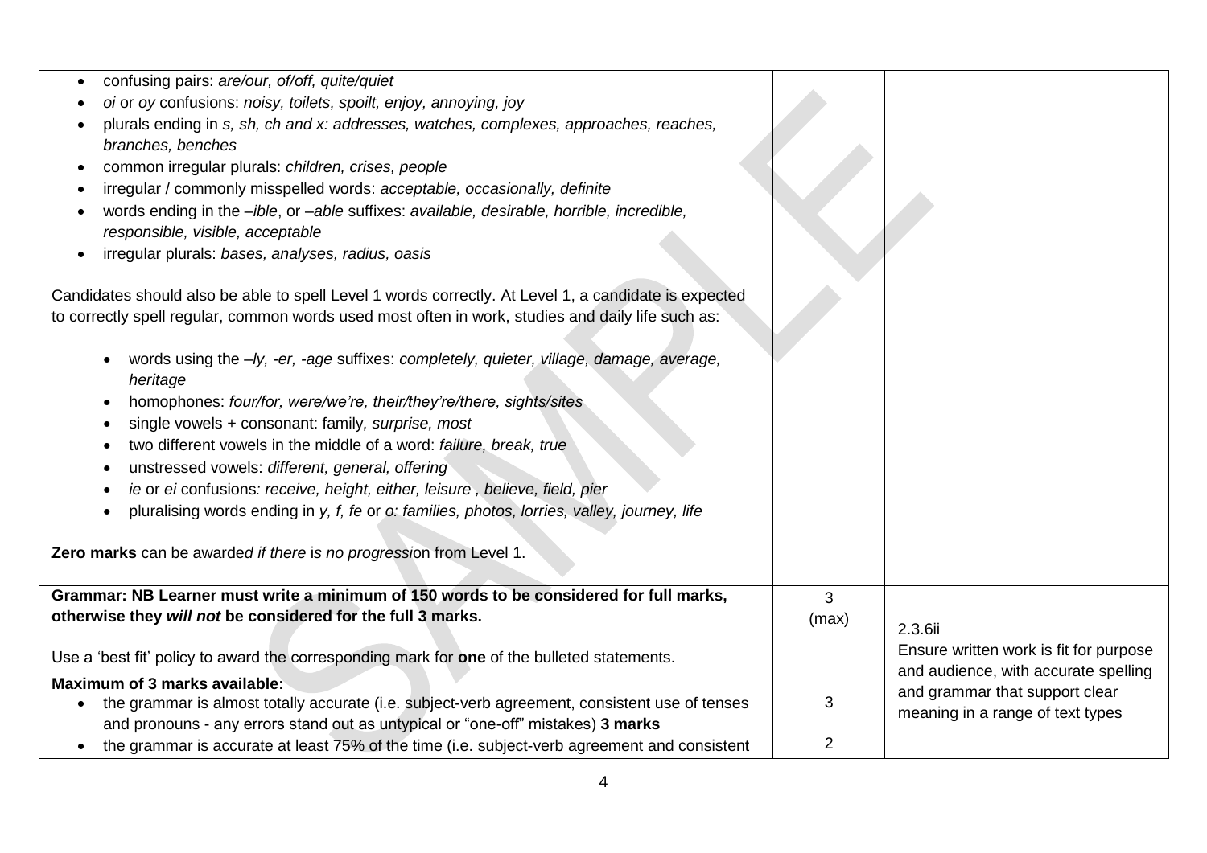| | | |
|---|---|---|
| • confusing pairs: *are/our, of/off, quite/quiet*<br>• *oi* or *oy* confusions: *noisy, toilets, spoilt, enjoy, annoying, joy*<br>• plurals ending in *s, sh, ch and x: addresses, watches, complexes, approaches, reaches, branches, benches*<br>• common irregular plurals: *children, crises, people*<br>• irregular / commonly misspelled words: *acceptable, occasionally, definite*<br>• words ending in the *–ible*, or *–able* suffixes: *available, desirable, horrible, incredible, responsible, visible, acceptable*<br>• irregular plurals: *bases, analyses, radius, oasis*<br><br>Candidates should also be able to spell Level 1 words correctly. At Level 1, a candidate is expected to correctly spell regular, common words used most often in work, studies and daily life such as:<br><br>• words using the *–ly, -er, -age* suffixes: *completely, quieter, village, damage, average, heritage*<br>• homophones: *four/for, were/we're, their/they're/there, sights/sites*<br>• single vowels + consonant: family*, surprise, most*<br>• two different vowels in the middle of a word: *failure, break, true*<br>• unstressed vowels: *different, general, offering*<br>• *ie* or *ei* confusions*: receive, height, either, leisure , believe, field, pier*<br>• pluralising words ending in *y, f, fe* or *o: families, photos, lorries, valley, journey, life*<br><br>**Zero marks** can be award*ed if there* is *no progressi*on from Level 1. | | |
| **Grammar: NB Learner must write a minimum of 150 words to be considered for full marks, otherwise they *will not* be considered for the full 3 marks.**<br><br>Use a 'best fit' policy to award the corresponding mark for **one** of the bulleted statements.<br><br>**Maximum of 3 marks available:**<br>• the grammar is almost totally accurate (i.e. subject-verb agreement, consistent use of tenses and pronouns - any errors stand out as untypical or "one-off" mistakes) **3 marks**<br>• the grammar is accurate at least 75% of the time (i.e. subject-verb agreement and consistent | 3 (max)<br><br><br><br><br>3<br><br>2 | 2.3.6ii<br>Ensure written work is fit for purpose and audience, with accurate spelling and grammar that support clear meaning in a range of text types |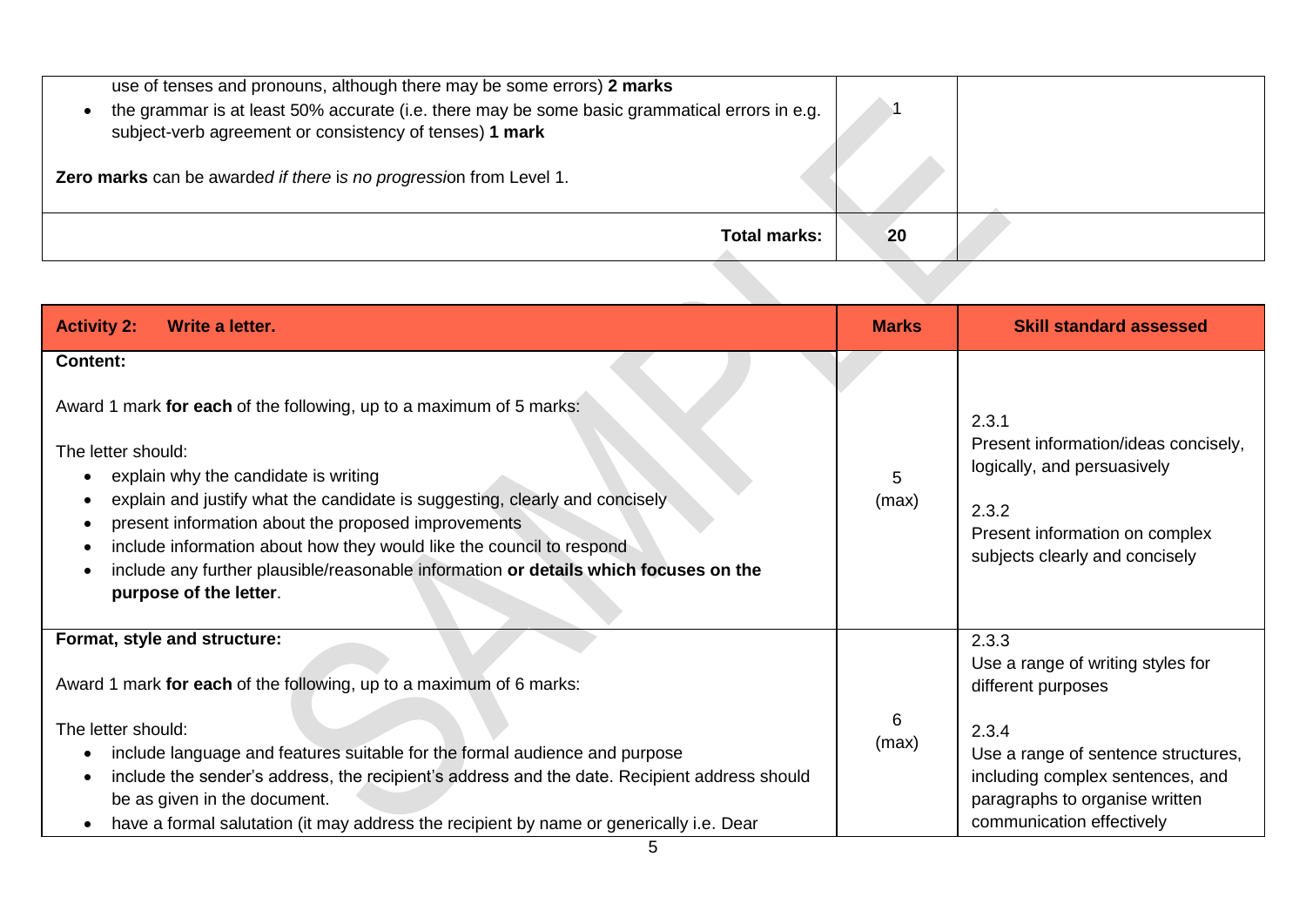| | | |
|---|---|---|
| use of tenses and pronouns, although there may be some errors) **2 marks**<br>• the grammar is at least 50% accurate (i.e. there may be some basic grammatical errors in e.g. subject-verb agreement or consistency of tenses) **1 mark**<br><br>**Zero marks** can be awarded if there is no progression from Level 1. | 1 | |
| **Total marks:** | **20** | |

| **Activity 2: Write a letter.** | **Marks** | **Skill standard assessed** |
|---|---|---|
| **Content:**<br><br>Award 1 mark **for each** of the following, up to a maximum of 5 marks:<br><br>The letter should:<br>• explain why the candidate is writing<br>• explain and justify what the candidate is suggesting, clearly and concisely<br>• present information about the proposed improvements<br>• include information about how they would like the council to respond<br>• include any further plausible/reasonable information **or details which focuses on the purpose of the letter**. | 5 (max) | 2.3.1<br>Present information/ideas concisely, logically, and persuasively<br><br>2.3.2<br>Present information on complex subjects clearly and concisely |
| **Format, style and structure:**<br><br>Award 1 mark **for each** of the following, up to a maximum of 6 marks:<br><br>The letter should:<br>• include language and features suitable for the formal audience and purpose<br>• include the sender's address, the recipient's address and the date. Recipient address should be as given in the document.<br>• have a formal salutation (it may address the recipient by name or generically i.e. Dear | 6 (max) | 2.3.3<br>Use a range of writing styles for different purposes<br><br>2.3.4<br>Use a range of sentence structures, including complex sentences, and paragraphs to organise written communication effectively |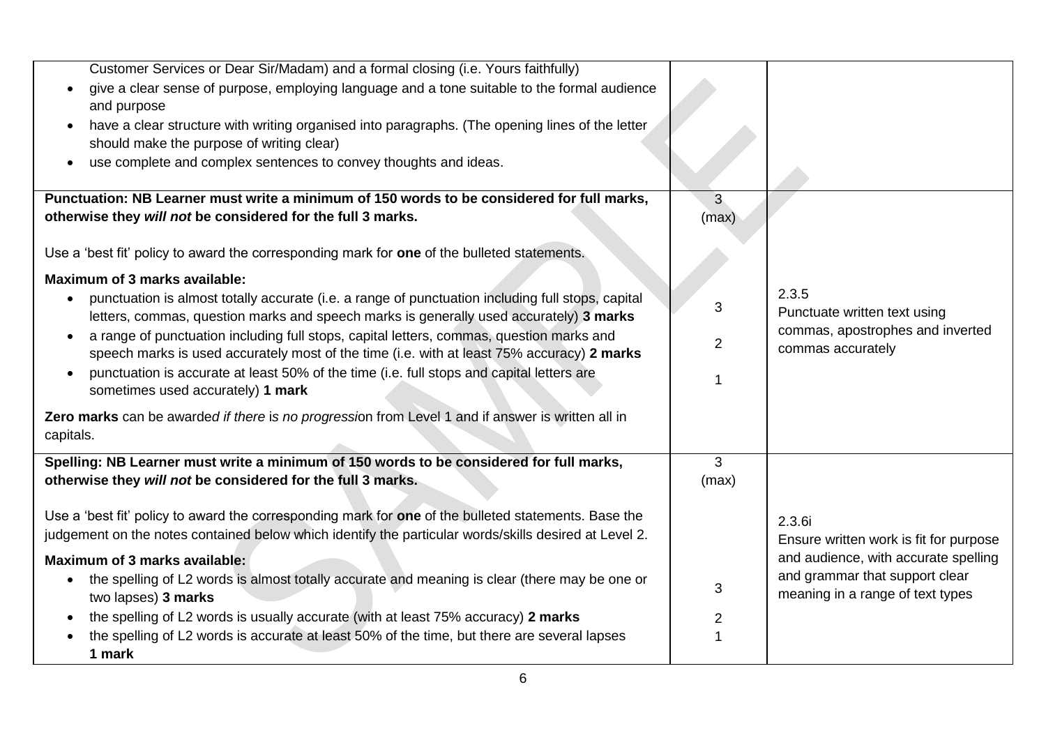| | | |
|---|---|---|
| Customer Services or Dear Sir/Madam) and a formal closing (i.e. Yours faithfully)<br>• give a clear sense of purpose, employing language and a tone suitable to the formal audience and purpose<br>• have a clear structure with writing organised into paragraphs. (The opening lines of the letter should make the purpose of writing clear)<br>• use complete and complex sentences to convey thoughts and ideas. | | |
| **Punctuation: NB Learner must write a minimum of 150 words to be considered for full marks, otherwise they *will not* be considered for the full 3 marks.**<br><br>Use a 'best fit' policy to award the corresponding mark for **one** of the bulleted statements.<br><br>**Maximum of 3 marks available:**<br>• punctuation is almost totally accurate (i.e. a range of punctuation including full stops, capital letters, commas, question marks and speech marks is generally used accurately) **3 marks**<br>• a range of punctuation including full stops, capital letters, commas, question marks and speech marks is used accurately most of the time (i.e. with at least 75% accuracy) **2 marks**<br>• punctuation is accurate at least 50% of the time (i.e. full stops and capital letters are sometimes used accurately) **1 mark**<br><br>**Zero marks** can be award*ed if there* i*s no progressio*n from Level 1 and if answer is written all in capitals. | 3 (max)<br><br><br><br>3<br><br>2<br><br>1 | 2.3.5<br>Punctuate written text using commas, apostrophes and inverted commas accurately |
| **Spelling: NB Learner must write a minimum of 150 words to be considered for full marks, otherwise they *will not* be considered for the full 3 marks.**<br><br>Use a 'best fit' policy to award the corresponding mark for **one** of the bulleted statements. Base the judgement on the notes contained below which identify the particular words/skills desired at Level 2.<br><br>**Maximum of 3 marks available:**<br>• the spelling of L2 words is almost totally accurate and meaning is clear (there may be one or two lapses) **3 marks**<br>• the spelling of L2 words is usually accurate (with at least 75% accuracy) **2 marks**<br>• the spelling of L2 words is accurate at least 50% of the time, but there are several lapses **1 mark** | 3 (max)<br><br><br><br>3<br><br>2<br>1 | 2.3.6i<br>Ensure written work is fit for purpose and audience, with accurate spelling and grammar that support clear meaning in a range of text types |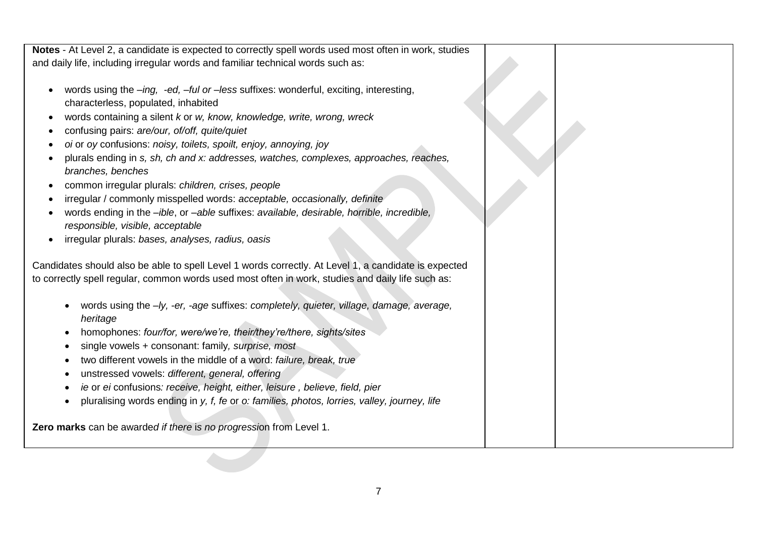| | | |
|---|---|---|
| **Notes** - At Level 2, a candidate is expected to correctly spell words used most often in work, studies and daily life, including irregular words and familiar technical words such as:<br><br>• words using the *–ing, -ed, –ful or –less* suffixes: wonderful, exciting, interesting, characterless, populated, inhabited<br>• words containing a silent *k* or *w, know, knowledge, write, wrong, wreck*<br>• confusing pairs: *are/our, of/off, quite/quiet*<br>• *oi* or *oy* confusions: *noisy, toilets, spoilt, enjoy, annoying, joy*<br>• plurals ending in *s, sh, ch and x: addresses, watches, complexes, approaches, reaches, branches, benches*<br>• common irregular plurals: *children, crises, people*<br>• irregular / commonly misspelled words: *acceptable, occasionally, definite*<br>• words ending in the *–ible*, or *–able* suffixes: *available, desirable, horrible, incredible, responsible, visible, acceptable*<br>• irregular plurals: *bases, analyses, radius, oasis*<br><br>Candidates should also be able to spell Level 1 words correctly. At Level 1, a candidate is expected to correctly spell regular, common words used most often in work, studies and daily life such as:<br><br>• words using the *–ly, -er, -age* suffixes: *completely, quieter, village, damage, average, heritage*<br>• homophones: *four/for, were/we're, their/they're/there, sights/sites*<br>• single vowels + consonant: family*, surprise, most*<br>• two different vowels in the middle of a word: *failure, break, true*<br>• unstressed vowels: *different, general, offering*<br>• *ie* or *ei* confusions*: receive, height, either, leisure , believe, field, pier*<br>• pluralising words ending in *y, f, fe* or *o: families, photos, lorries, valley, journey, life*<br><br>**Zero marks** can be award*ed if there* i*s no progressi*on from Level 1. | | |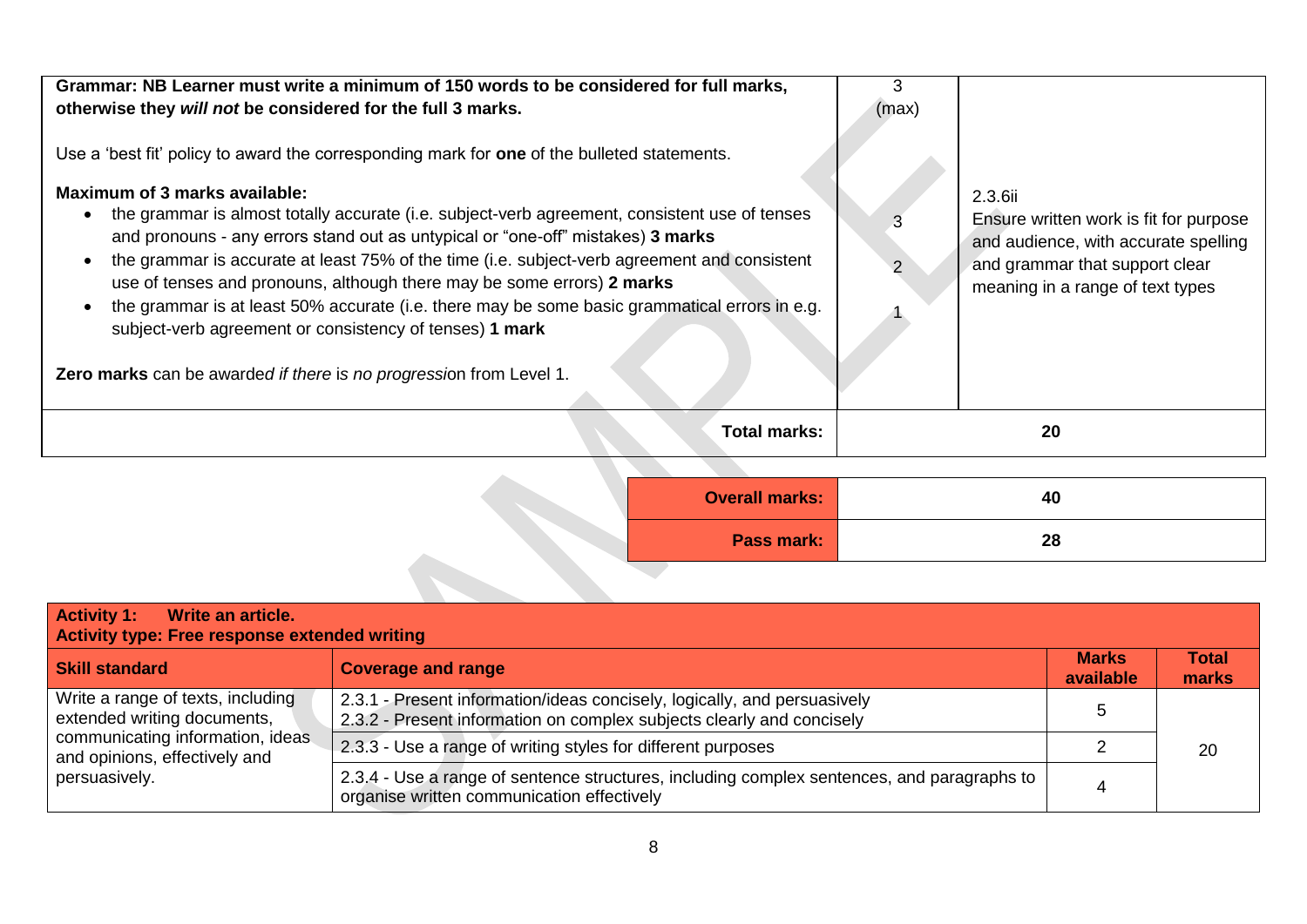| | | |
|---|---|---|
| **Grammar: NB Learner must write a minimum of 150 words to be considered for full marks, otherwise they *will not* be considered for the full 3 marks.**<br><br>Use a 'best fit' policy to award the corresponding mark for **one** of the bulleted statements.<br><br>**Maximum of 3 marks available:**<br>• the grammar is almost totally accurate (i.e. subject-verb agreement, consistent use of tenses and pronouns - any errors stand out as untypical or "one-off" mistakes) **3 marks**<br>• the grammar is accurate at least 75% of the time (i.e. subject-verb agreement and consistent use of tenses and pronouns, although there may be some errors) **2 marks**<br>• the grammar is at least 50% accurate (i.e. there may be some basic grammatical errors in e.g. subject-verb agreement or consistency of tenses) **1 mark**<br><br>**Zero marks** can be awarded *if there* is *no progressio*n from Level 1. | 3 (max)<br><br><br><br>3<br>2<br>1 | 2.3.6ii<br>Ensure written work is fit for purpose and audience, with accurate spelling and grammar that support clear meaning in a range of text types |
| **Total marks:** | **20** | |

| | |
|---|---|
| **Overall marks:** | **40** |
| **Pass mark:** | **28** |

**Activity 1: Write an article.**
**Activity type: Free response extended writing**

| **Skill standard** | **Coverage and range** | **Marks available** | **Total marks** |
|---|---|---|---|
| Write a range of texts, including extended writing documents, communicating information, ideas and opinions, effectively and persuasively. | 2.3.1 - Present information/ideas concisely, logically, and persuasively<br>2.3.2 - Present information on complex subjects clearly and concisely | 5 | 20 |
| | 2.3.3 - Use a range of writing styles for different purposes | 2 | |
| | 2.3.4 - Use a range of sentence structures, including complex sentences, and paragraphs to organise written communication effectively | 4 | |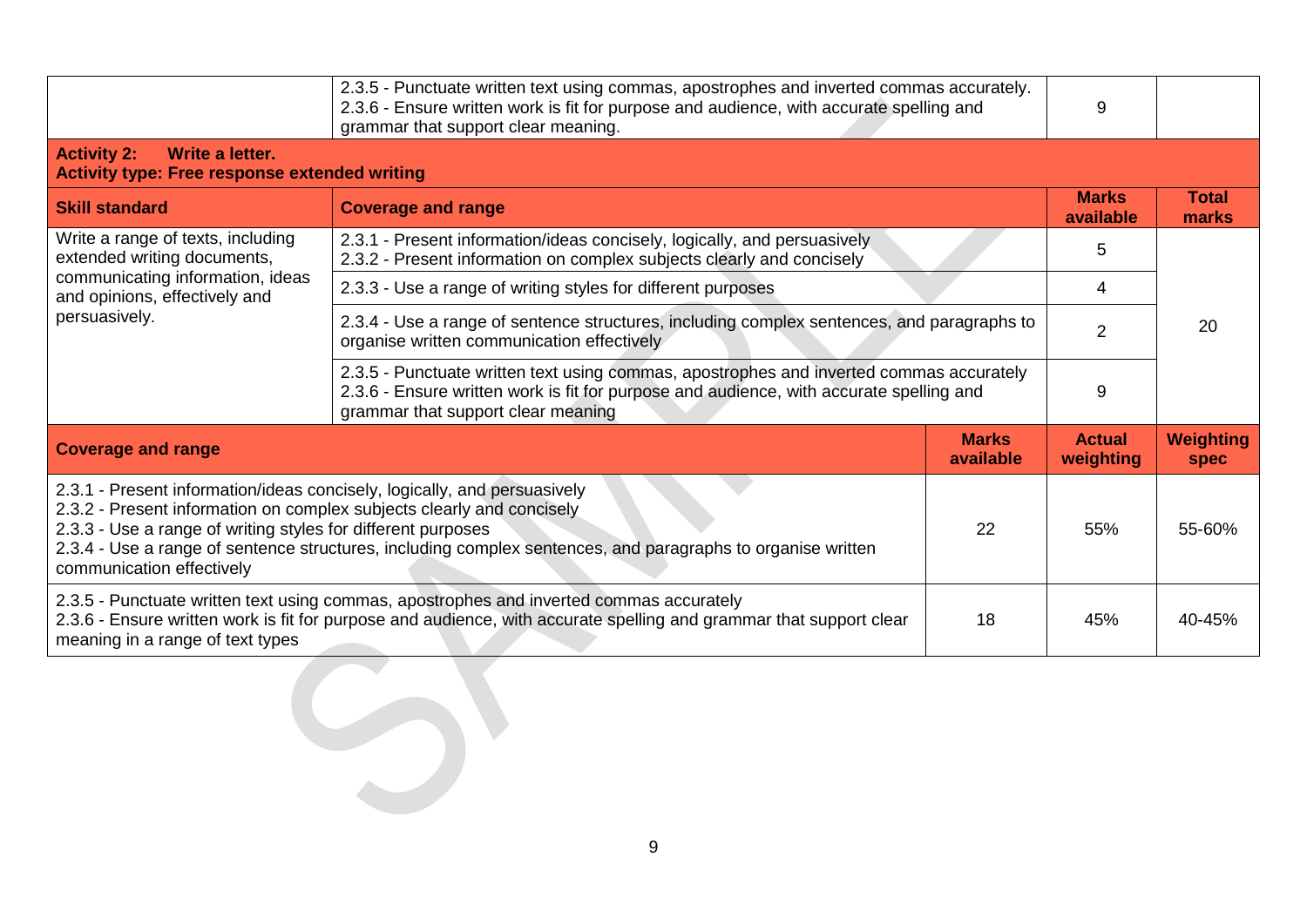| | | | |
|---|---|---|---|
| | 2.3.5 - Punctuate written text using commas, apostrophes and inverted commas accurately.<br>2.3.6 - Ensure written work is fit for purpose and audience, with accurate spelling and grammar that support clear meaning. | 9 | |

**Activity 2: Write a letter.**
**Activity type: Free response extended writing**

| Skill standard | Coverage and range | Marks available | Total marks |
|---|---|---|---|
| Write a range of texts, including extended writing documents, communicating information, ideas and opinions, effectively and persuasively. | 2.3.1 - Present information/ideas concisely, logically, and persuasively<br>2.3.2 - Present information on complex subjects clearly and concisely | 5 | 20 |
| | 2.3.3 - Use a range of writing styles for different purposes | 4 | |
| | 2.3.4 - Use a range of sentence structures, including complex sentences, and paragraphs to organise written communication effectively | 2 | |
| | 2.3.5 - Punctuate written text using commas, apostrophes and inverted commas accurately<br>2.3.6 - Ensure written work is fit for purpose and audience, with accurate spelling and grammar that support clear meaning | 9 | |

| Coverage and range | Marks available | Actual weighting | Weighting spec |
|---|---|---|---|
| 2.3.1 - Present information/ideas concisely, logically, and persuasively<br>2.3.2 - Present information on complex subjects clearly and concisely<br>2.3.3 - Use a range of writing styles for different purposes<br>2.3.4 - Use a range of sentence structures, including complex sentences, and paragraphs to organise written communication effectively | 22 | 55% | 55-60% |
| 2.3.5 - Punctuate written text using commas, apostrophes and inverted commas accurately<br>2.3.6 - Ensure written work is fit for purpose and audience, with accurate spelling and grammar that support clear meaning in a range of text types | 18 | 45% | 40-45% |